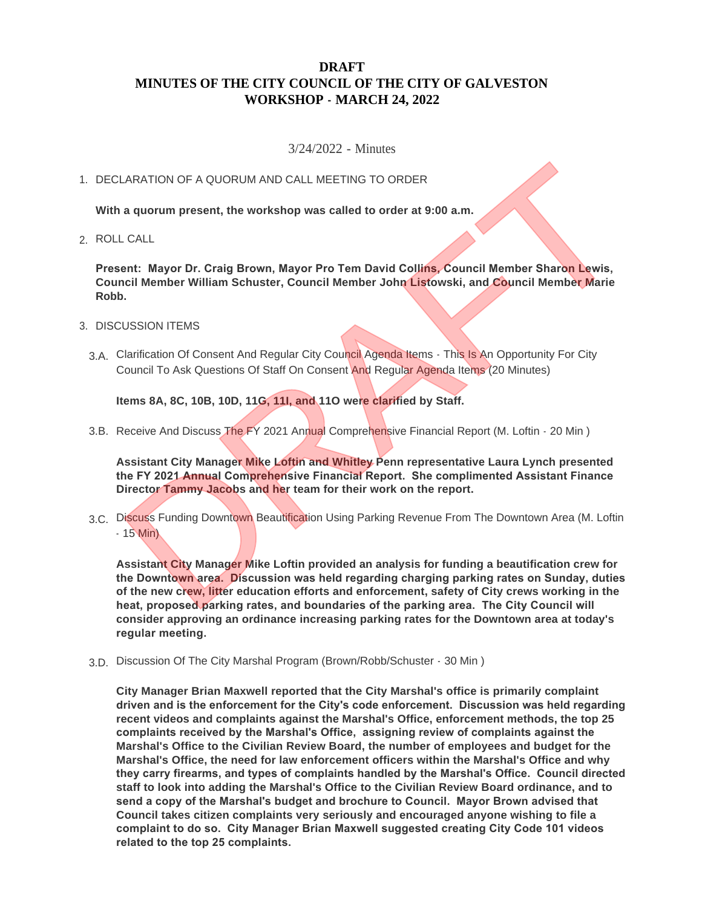# DRAFT
# MINUTES OF THE CITY COUNCIL OF THE CITY OF GALVESTON
# WORKSHOP - MARCH 24, 2022

3/24/2022 - Minutes

1. DECLARATION OF A QUORUM AND CALL MEETING TO ORDER

   **With a quorum present, the workshop was called to order at 9:00 a.m.**

2. ROLL CALL

   **Present: Mayor Dr. Craig Brown, Mayor Pro Tem David Collins, Council Member Sharon Lewis, Council Member William Schuster, Council Member John Listowski, and Council Member Marie Robb.**

3. DISCUSSION ITEMS

   3.A. Clarification Of Consent And Regular City Council Agenda Items - This Is An Opportunity For City Council To Ask Questions Of Staff On Consent And Regular Agenda Items (20 Minutes)

   **Items 8A, 8C, 10B, 10D, 11G, 11I, and 11O were clarified by Staff.**

   3.B. Receive And Discuss The FY 2021 Annual Comprehensive Financial Report (M. Loftin - 20 Min )

   **Assistant City Manager Mike Loftin and Whitley Penn representative Laura Lynch presented the FY 2021 Annual Comprehensive Financial Report. She complimented Assistant Finance Director Tammy Jacobs and her team for their work on the report.**

   3.C. Discuss Funding Downtown Beautification Using Parking Revenue From The Downtown Area (M. Loftin - 15 Min)

   **Assistant City Manager Mike Loftin provided an analysis for funding a beautification crew for the Downtown area. Discussion was held regarding charging parking rates on Sunday, duties of the new crew, litter education efforts and enforcement, safety of City crews working in the heat, proposed parking rates, and boundaries of the parking area. The City Council will consider approving an ordinance increasing parking rates for the Downtown area at today's regular meeting.**

   3.D. Discussion Of The City Marshal Program (Brown/Robb/Schuster - 30 Min )

   **City Manager Brian Maxwell reported that the City Marshal's office is primarily complaint driven and is the enforcement for the City's code enforcement. Discussion was held regarding recent videos and complaints against the Marshal's Office, enforcement methods, the top 25 complaints received by the Marshal's Office, assigning review of complaints against the Marshal's Office to the Civilian Review Board, the number of employees and budget for the Marshal's Office, the need for law enforcement officers within the Marshal's Office and why they carry firearms, and types of complaints handled by the Marshal's Office. Council directed staff to look into adding the Marshal's Office to the Civilian Review Board ordinance, and to send a copy of the Marshal's budget and brochure to Council. Mayor Brown advised that Council takes citizen complaints very seriously and encouraged anyone wishing to file a complaint to do so. City Manager Brian Maxwell suggested creating City Code 101 videos related to the top 25 complaints.**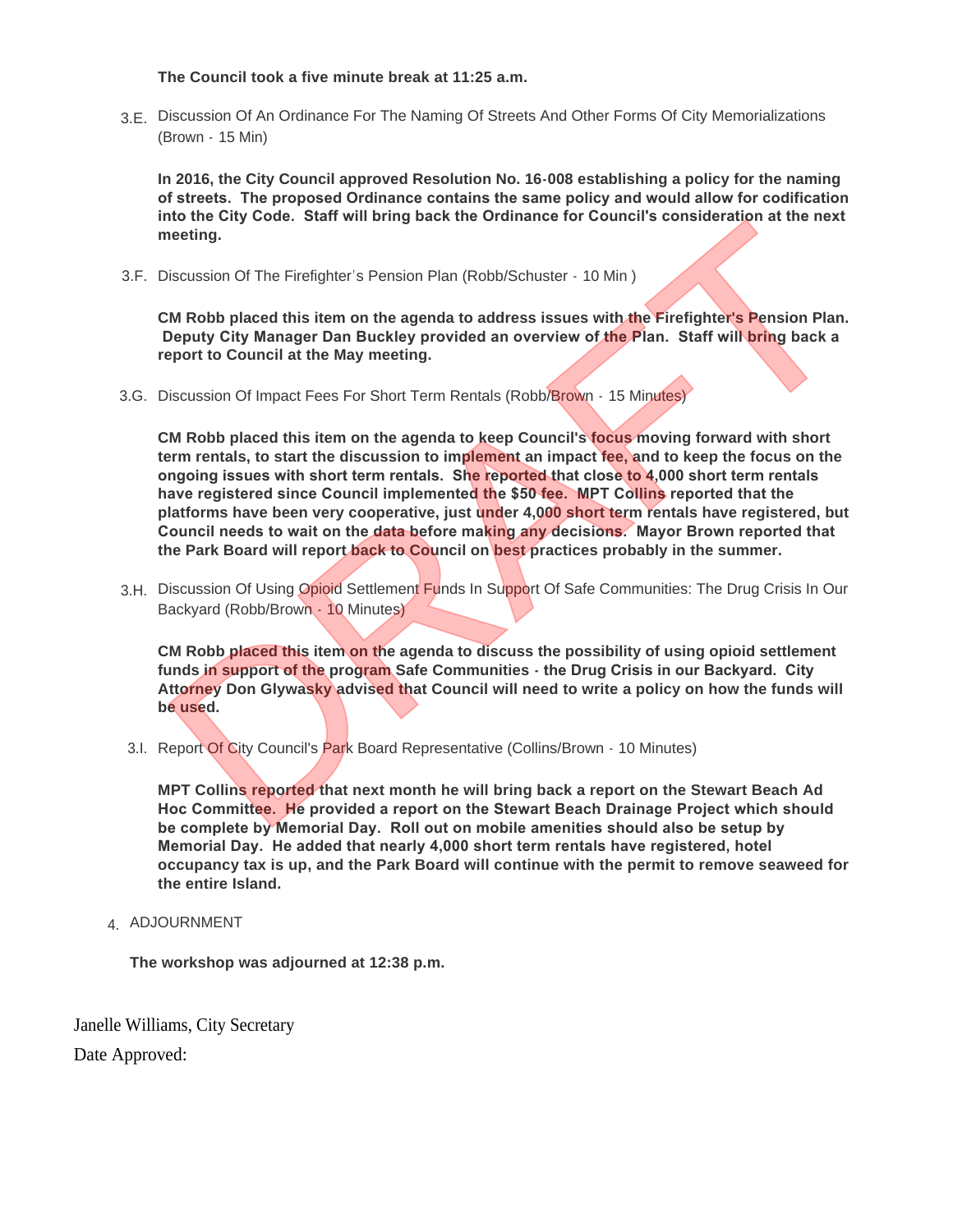**The Council took a five minute break at 11:25 a.m.**

3.E. Discussion Of An Ordinance For The Naming Of Streets And Other Forms Of City Memorializations (Brown - 15 Min)

**In 2016, the City Council approved Resolution No. 16-008 establishing a policy for the naming of streets. The proposed Ordinance contains the same policy and would allow for codification into the City Code. Staff will bring back the Ordinance for Council's consideration at the next meeting.**

3.F. Discussion Of The Firefighter's Pension Plan (Robb/Schuster - 10 Min )

**CM Robb placed this item on the agenda to address issues with the Firefighter's Pension Plan. Deputy City Manager Dan Buckley provided an overview of the Plan. Staff will bring back a report to Council at the May meeting.**

3.G. Discussion Of Impact Fees For Short Term Rentals (Robb/Brown - 15 Minutes)

**CM Robb placed this item on the agenda to keep Council's focus moving forward with short term rentals, to start the discussion to implement an impact fee, and to keep the focus on the ongoing issues with short term rentals. She reported that close to 4,000 short term rentals have registered since Council implemented the $50 fee. MPT Collins reported that the platforms have been very cooperative, just under 4,000 short term rentals have registered, but Council needs to wait on the data before making any decisions. Mayor Brown reported that the Park Board will report back to Council on best practices probably in the summer.**

3.H. Discussion Of Using Opioid Settlement Funds In Support Of Safe Communities: The Drug Crisis In Our Backyard (Robb/Brown - 10 Minutes)

**CM Robb placed this item on the agenda to discuss the possibility of using opioid settlement funds in support of the program Safe Communities - the Drug Crisis in our Backyard. City Attorney Don Glywasky advised that Council will need to write a policy on how the funds will be used.**

3.I. Report Of City Council's Park Board Representative (Collins/Brown - 10 Minutes)

**MPT Collins reported that next month he will bring back a report on the Stewart Beach Ad Hoc Committee. He provided a report on the Stewart Beach Drainage Project which should be complete by Memorial Day. Roll out on mobile amenities should also be setup by Memorial Day. He added that nearly 4,000 short term rentals have registered, hotel occupancy tax is up, and the Park Board will continue with the permit to remove seaweed for the entire Island.**

4. ADJOURNMENT

**The workshop was adjourned at 12:38 p.m.**

Janelle Williams, City Secretary

Date Approved: